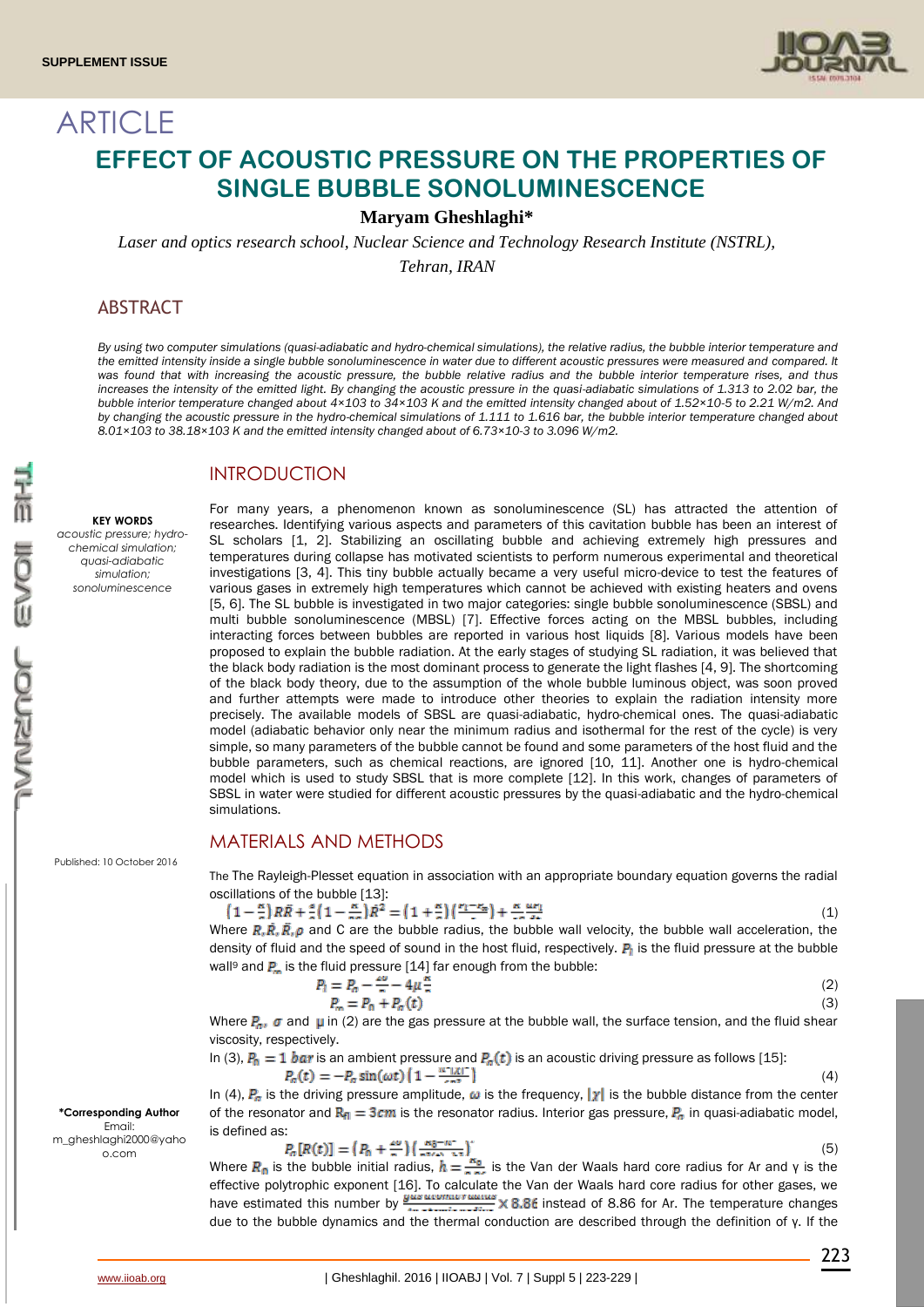SUPPLEMENT ISSUE

ARTICLE

# EFFECT OF ACOUSTIC PRESSURE ON THE PROPERTIES OF SINGLE BUBBLE SONOLUMINESCENCE

**Maryam Gheshlaghi***

*Laser and optics research school, Nuclear Science and Technology Research Institute (NSTRL), Tehran, IRAN*

## ABSTRACT

*By using two computer simulations (quasi-adiabatic and hydro-chemical simulations), the relative radius, the bubble interior temperature and the emitted intensity inside a single bubble sonoluminescence in water due to different acoustic pressures were measured and compared. It was found that with increasing the acoustic pressure, the bubble relative radius and the bubble interior temperature rises, and thus increases the intensity of the emitted light. By changing the acoustic pressure in the quasi-adiabatic simulations of 1.313 to 2.02 bar, the bubble interior temperature changed about 4×103 to 34×103 K and the emitted intensity changed about of 1.52×10-5 to 2.21 W/m2. And by changing the acoustic pressure in the hydro-chemical simulations of 1.111 to 1.616 bar, the bubble interior temperature changed about 8.01×103 to 38.18×103 K and the emitted intensity changed about of 6.73×10-3 to 3.096 W/m2.*

**KEY WORDS**
*acoustic pressure; hydro-chemical simulation; quasi-adiabatic simulation; sonoluminescence*

Published: 10 October 2016

**\*Corresponding Author**
Email: m_gheshlaghi2000@yahoo.com

## INTRODUCTION

For many years, a phenomenon known as sonoluminescence (SL) has attracted the attention of researches. Identifying various aspects and parameters of this cavitation bubble has been an interest of SL scholars [1, 2]. Stabilizing an oscillating bubble and achieving extremely high pressures and temperatures during collapse has motivated scientists to perform numerous experimental and theoretical investigations [3, 4]. This tiny bubble actually became a very useful micro-device to test the features of various gases in extremely high temperatures which cannot be achieved with existing heaters and ovens [5, 6]. The SL bubble is investigated in two major categories: single bubble sonoluminescence (SBSL) and multi bubble sonoluminescence (MBSL) [7]. Effective forces acting on the MBSL bubbles, including interacting forces between bubbles are reported in various host liquids [8]. Various models have been proposed to explain the bubble radiation. At the early stages of studying SL radiation, it was believed that the black body radiation is the most dominant process to generate the light flashes [4, 9]. The shortcoming of the black body theory, due to the assumption of the whole bubble luminous object, was soon proved and further attempts were made to introduce other theories to explain the radiation intensity more precisely. The available models of SBSL are quasi-adiabatic, hydro-chemical ones. The quasi-adiabatic model (adiabatic behavior only near the minimum radius and isothermal for the rest of the cycle) is very simple, so many parameters of the bubble cannot be found and some parameters of the host fluid and the bubble parameters, such as chemical reactions, are ignored [10, 11]. Another one is hydro-chemical model which is used to study SBSL that is more complete [12]. In this work, changes of parameters of SBSL in water were studied for different acoustic pressures by the quasi-adiabatic and the hydro-chemical simulations.

## MATERIALS AND METHODS

The The Rayleigh-Plesset equation in association with an appropriate boundary equation governs the radial oscillations of the bubble [13]:

$$\left(1-\frac{\dot{R}}{C}\right)R\ddot{R}+\frac{3}{2}\left(1-\frac{\dot{R}}{3C}\right)\dot{R}^2=\left(1+\frac{\dot{R}}{C}\right)\left(\frac{P_l-P_\infty}{\rho}\right)+\frac{R}{\rho C}\frac{dP_l}{dt} \quad (1)$$

Where $R, \dot{R}, \ddot{R}, \rho$ and C are the bubble radius, the bubble wall velocity, the bubble wall acceleration, the density of fluid and the speed of sound in the host fluid, respectively. $P_l$ is the fluid pressure at the bubble wall[9] and $P_\infty$ is the fluid pressure [14] far enough from the bubble:

$$P_l = P_g - \frac{2\sigma}{R} - 4\mu\frac{\dot{R}}{R} \quad (2)$$

$$P_\infty = P_0 + P_a(t) \quad (3)$$

Where $P_g$, $\sigma$ and $\mu$ in (2) are the gas pressure at the bubble wall, the surface tension, and the fluid shear viscosity, respectively.

In (3), $P_0 = 1\ bar$ is an ambient pressure and $P_a(t)$ is an acoustic driving pressure as follows [15]:

$$P_a(t) = -P_a\sin(\omega t)\left(1-\frac{\pi^2|X|^2}{6R_R^2}\right) \quad (4)$$

In (4), $P_a$ is the driving pressure amplitude, $\omega$ is the frequency, $|X|$ is the bubble distance from the center of the resonator and $R_R = 3cm$ is the resonator radius. Interior gas pressure, $P_g$ in quasi-adiabatic model, is defined as:

$$P_g[R(t)] = \left(P_0 + \frac{2\sigma}{R_0}\right)\left(\frac{R_0^3-h^3}{R^3(t)-h^3}\right)^\gamma \quad (5)$$

Where $R_0$ is the bubble initial radius, $h = \frac{R_0}{8.86}$ is the Van der Waals hard core radius for Ar and γ is the effective polytropic exponent [16]. To calculate the Van der Waals hard core radius for other gases, we have estimated this number by $\frac{\text{gas atomic radius}}{\text{Ar atomic radius}} \times 8.86$ instead of 8.86 for Ar. The temperature changes due to the bubble dynamics and the thermal conduction are described through the definition of γ. If the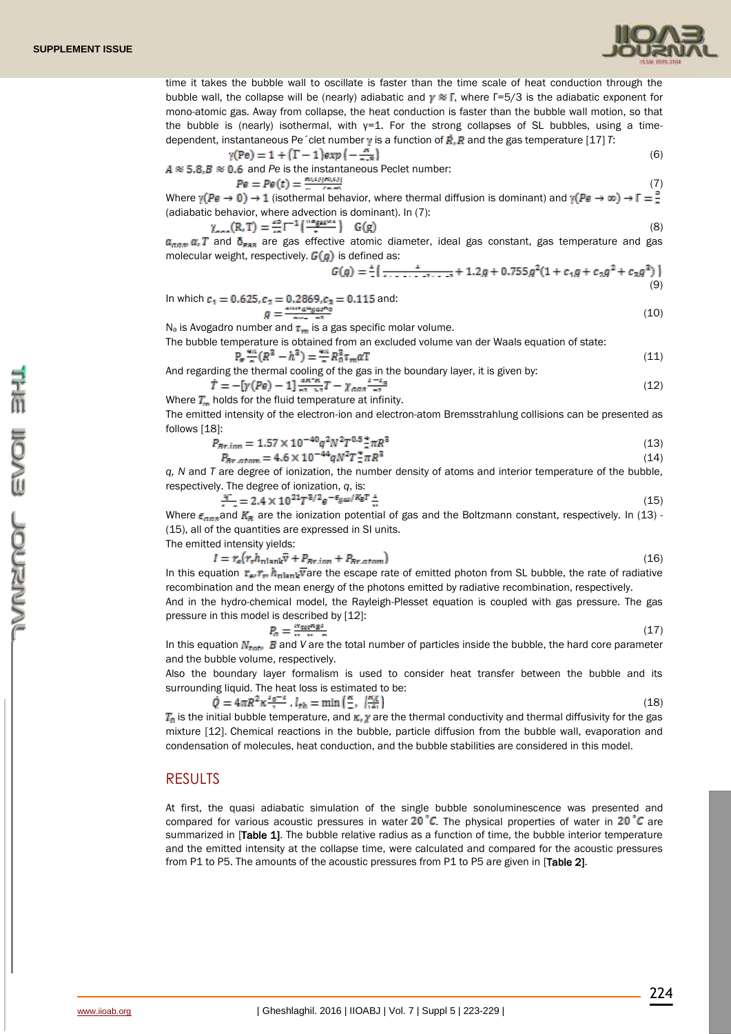time it takes the bubble wall to oscillate is faster than the time scale of heat conduction through the bubble wall, the collapse will be (nearly) adiabatic and $\gamma \approx \Gamma$, where Γ=5/3 is the adiabatic exponent for mono-atomic gas. Away from collapse, the heat conduction is faster than the bubble wall motion, so that the bubble is (nearly) isothermal, with γ=1. For the strong collapses of SL bubbles, using a time-dependent, instantaneous Pe´clet number $\gamma$ is a function of $\dot{R}, R$ and the gas temperature [17] $T$:

$$\gamma(\mathrm{Pe}) = 1 + (\Gamma - 1)\exp\left(-\frac{A}{\mathrm{Pe}^{B}}\right) \tag{6}$$

$A \approx 5.8, B \approx 0.6$ and $Pe$ is the instantaneous Peclet number:

$$Pe = Pe(t) = \frac{R(t)|\dot{R}(t)|}{\chi_{gas}(R,T)} \tag{7}$$

Where $\gamma(Pe \to 0) \to 1$ (isothermal behavior, where thermal diffusion is dominant) and $\gamma(Pe \to \infty) \to \Gamma = \frac{5}{3}$ (adiabatic behavior, where advection is dominant). In (7):

$$\chi_{gas}(R,T) = \frac{4\Omega}{\pi}\Gamma^{-1}\left(\frac{\mathcal{R}\delta_{gas}T}{\pi}\right)^{\frac{1}{2}} G(g) \tag{8}$$

$a_{gas}$, $\alpha$, $T$ and $\delta_{gas}$ are gas effective atomic diameter, ideal gas constant, gas temperature and gas molecular weight, respectively. $G(g)$ is defined as:

$$G(g) = \frac{1}{g}\left(\frac{1}{\ldots} + 1.2g + 0.755g^2(1 + c_1 g + c_2 g^2 + c_3 g^3)\right) \tag{9}$$

In which $c_1 = 0.625, c_2 = 0.2869, c_3 = 0.115$ and:

$$g = \frac{\ldots N_a a_{gas}^3 \ldots}{\ldots \tau_m} \tag{10}$$

$N_a$ is Avogadro number and $\tau_m$ is a gas specific molar volume.

The bubble temperature is obtained from an excluded volume van der Waals equation of state:

$$P_g \frac{4\pi}{3}(R^3 - h^3) = \frac{4\pi}{3} R_0^3 \tau_m \alpha T \tag{11}$$

And regarding the thermal cooling of the gas in the boundary layer, it is given by:

$$\dot{T} = -[\gamma(Pe) - 1]\frac{3R^2\dot{R}}{R^3 - h^3}T - \chi_{gas}\frac{T - T_\infty}{R^2} \tag{12}$$

Where $T_\infty$ holds for the fluid temperature at infinity.

The emitted intensity of the electron-ion and electron-atom Bremsstrahlung collisions can be presented as follows [18]:

$$P_{Br,ion} = 1.57 \times 10^{-40} q^2 N^2 T^{0.5} \frac{4}{3}\pi R^3 \tag{13}$$

$$P_{Br,atom} = 4.6 \times 10^{-44} q N^2 T \frac{4}{3}\pi R^3 \tag{14}$$

$q$, $N$ and $T$ are degree of ionization, the number density of atoms and interior temperature of the bubble, respectively. The degree of ionization, $q$, is:

$$\frac{q^2}{1-q} = 2.4 \times 10^{21} T^{3/2} e^{-\epsilon_{gas}/K_B T} \frac{1}{N} \tag{15}$$

Where $\epsilon_{gas}$ and $K_B$ are the ionization potential of gas and the Boltzmann constant, respectively. In (13) - (15), all of the quantities are expressed in SI units.

The emitted intensity yields:

$$I = r_e(r_r h_{planck}\bar{\nu} + P_{Br,ion} + P_{Br,atom}) \tag{16}$$

In this equation $r_e, r_r, h_{planck}\bar{\nu}$ are the escape rate of emitted photon from SL bubble, the rate of radiative recombination and the mean energy of the photons emitted by radiative recombination, respectively.

And in the hydro-chemical model, the Rayleigh-Plesset equation is coupled with gas pressure. The gas pressure in this model is described by [12]:

$$P_g = \frac{N_{tot} K_B T}{V - N_{tot} B} \tag{17}$$

In this equation $N_{tot}$, $B$ and $V$ are the total number of particles inside the bubble, the hard core parameter and the bubble volume, respectively.

Also the boundary layer formalism is used to consider heat transfer between the bubble and its surrounding liquid. The heat loss is estimated to be:

$$\dot{Q} = 4\pi R^2 \kappa \frac{T_0 - T}{l_{th}}, \quad l_{th} = \min\left(\frac{R}{\pi}, \sqrt{\frac{R\chi}{|\dot{R}|}}\right) \tag{18}$$

$T_0$ is the initial bubble temperature, and $\kappa, \chi$ are the thermal conductivity and thermal diffusivity for the gas mixture [12]. Chemical reactions in the bubble, particle diffusion from the bubble wall, evaporation and condensation of molecules, heat conduction, and the bubble stabilities are considered in this model.

## RESULTS

At first, the quasi adiabatic simulation of the single bubble sonoluminescence was presented and compared for various acoustic pressures in water $20\,^\circ C$. The physical properties of water in $20\,^\circ C$ are summarized in [**Table 1**]. The bubble relative radius as a function of time, the bubble interior temperature and the emitted intensity at the collapse time, were calculated and compared for the acoustic pressures from P1 to P5. The amounts of the acoustic pressures from P1 to P5 are given in [**Table 2**].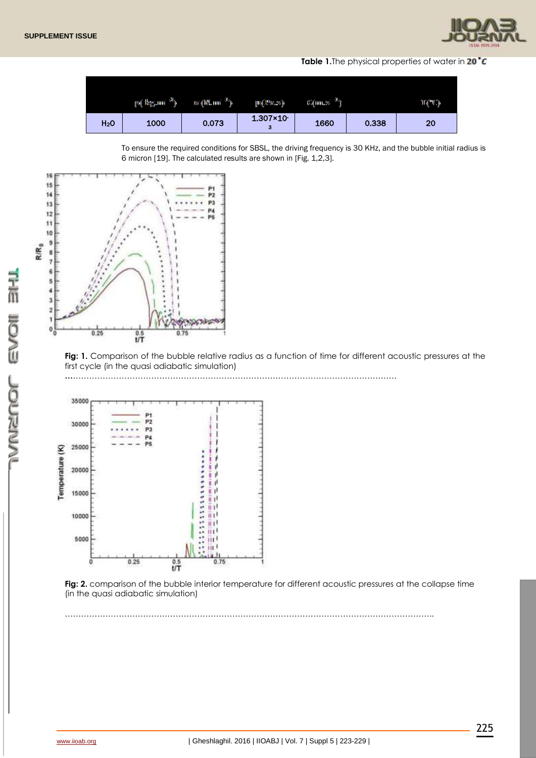**Table 1.**The physical properties of water in $20\,^{\circ}C$

| | $\rho(kg.m^{-3})$ | $\sigma(N.m^{-1})$ | $\mu(Pa.s)$ | $C(m.s^{-1})$ | | $T(^{\circ}C)$ |
|---|---|---|---|---|---|---|
| $H_2O$ | 1000 | 0.073 | $1.307\times10^{-3}$ | 1660 | 0.338 | 20 |

To ensure the required conditions for SBSL, the driving frequency is 30 KHz, and the bubble initial radius is 6 micron [19]. The calculated results are shown in [Fig. 1,2,3].

**Fig: 1.** Comparison of the bubble relative radius as a function of time for different acoustic pressures at the first cycle (in the quasi adiabatic simulation)

**Fig: 2.** comparison of the bubble interior temperature for different acoustic pressures at the collapse time (in the quasi adiabatic simulation)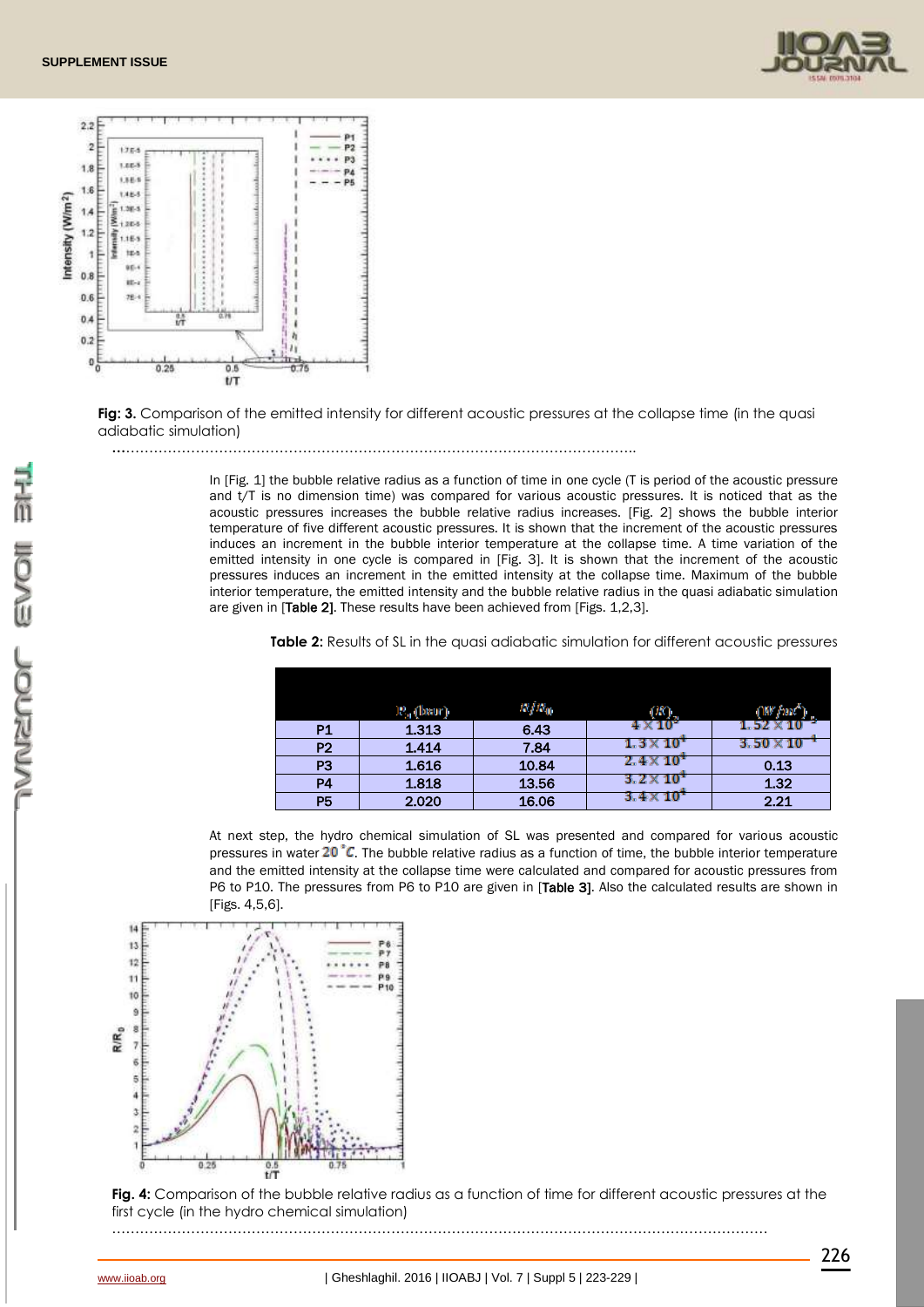Fig: 3. Comparison of the emitted intensity for different acoustic pressures at the collapse time (in the quasi adiabatic simulation)

In [Fig. 1] the bubble relative radius as a function of time in one cycle (T is period of the acoustic pressure and t/T is no dimension time) was compared for various acoustic pressures. It is noticed that as the acoustic pressures increases the bubble relative radius increases. [Fig. 2] shows the bubble interior temperature of five different acoustic pressures. It is shown that the increment of the acoustic pressures induces an increment in the bubble interior temperature at the collapse time. A time variation of the emitted intensity in one cycle is compared in [Fig. 3]. It is shown that the increment of the acoustic pressures induces an increment in the emitted intensity at the collapse time. Maximum of the bubble interior temperature, the emitted intensity and the bubble relative radius in the quasi adiabatic simulation are given in [Table 2]. These results have been achieved from [Figs. 1,2,3].

**Table 2:** Results of SL in the quasi adiabatic simulation for different acoustic pressures

| | $P_a$ (bar) | $R/R_0$ | $(K)_c$ | $(W/m^2)_c$ |
|---|---|---|---|---|
| P1 | 1.313 | 6.43 | $4\times10^3$ | $1.52\times10^{-5}$ |
| P2 | 1.414 | 7.84 | $1.3\times10^4$ | $3.50\times10^{-4}$ |
| P3 | 1.616 | 10.84 | $2.4\times10^4$ | 0.13 |
| P4 | 1.818 | 13.56 | $3.2\times10^4$ | 1.32 |
| P5 | 2.020 | 16.06 | $3.4\times10^4$ | 2.21 |

At next step, the hydro chemical simulation of SL was presented and compared for various acoustic pressures in water $20\,^{\circ}C$. The bubble relative radius as a function of time, the bubble interior temperature and the emitted intensity at the collapse time were calculated and compared for acoustic pressures from P6 to P10. The pressures from P6 to P10 are given in [Table 3]. Also the calculated results are shown in [Figs. 4,5,6].

Fig. 4: Comparison of the bubble relative radius as a function of time for different acoustic pressures at the first cycle (in the hydro chemical simulation)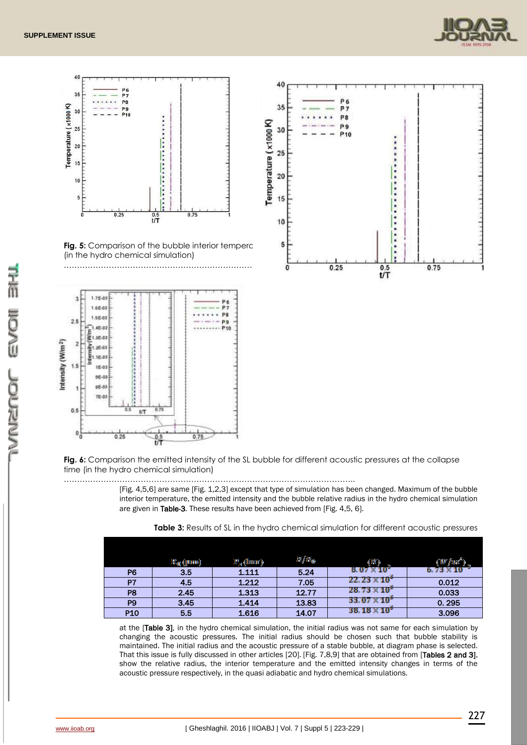**Fig. 5:** Comparison of the bubble interior temperc (in the hydro chemical simulation)

**Fig. 6:** Comparison the emitted intensity of the SL bubble for different acoustic pressures at the collapse time (in the hydro chemical simulation)

[Fig. 4,5,6] are same [Fig. 1,2,3] except that type of simulation has been changed. Maximum of the bubble interior temperature, the emitted intensity and the bubble relative radius in the hydro chemical simulation are given in **Table-3**. These results have been achieved from [Fig. 4,5, 6].

**Table 3:** Results of SL in the hydro chemical simulation for different acoustic pressures

| | $R_0$ (μm) | $P_a$ (bar) | $R/R_0$ | (K) | (W/m²) |
|---|---|---|---|---|---|
| P6 | 3.5 | 1.111 | 5.24 | $8.07 \times 10^3$ | $6.73 \times 10^{-3}$ |
| P7 | 4.5 | 1.212 | 7.05 | $22.23 \times 10^3$ | 0.012 |
| P8 | 2.45 | 1.313 | 12.77 | $28.73 \times 10^3$ | 0.033 |
| P9 | 3.45 | 1.414 | 13.83 | $33.07 \times 10^3$ | 0. 295 |
| P10 | 5.5 | 1.616 | 14.07 | $38.18 \times 10^3$ | 3.096 |

at the [**Table 3**], in the hydro chemical simulation, the initial radius was not same for each simulation by changing the acoustic pressures. The initial radius should be chosen such that bubble stability is maintained. The initial radius and the acoustic pressure of a stable bubble, at diagram phase is selected. That this issue is fully discussed in other articles [20]. [Fig. 7,8,9] that are obtained from [**Tables 2 and 3**], show the relative radius, the interior temperature and the emitted intensity changes in terms of the acoustic pressure respectively, in the quasi adiabatic and hydro chemical simulations.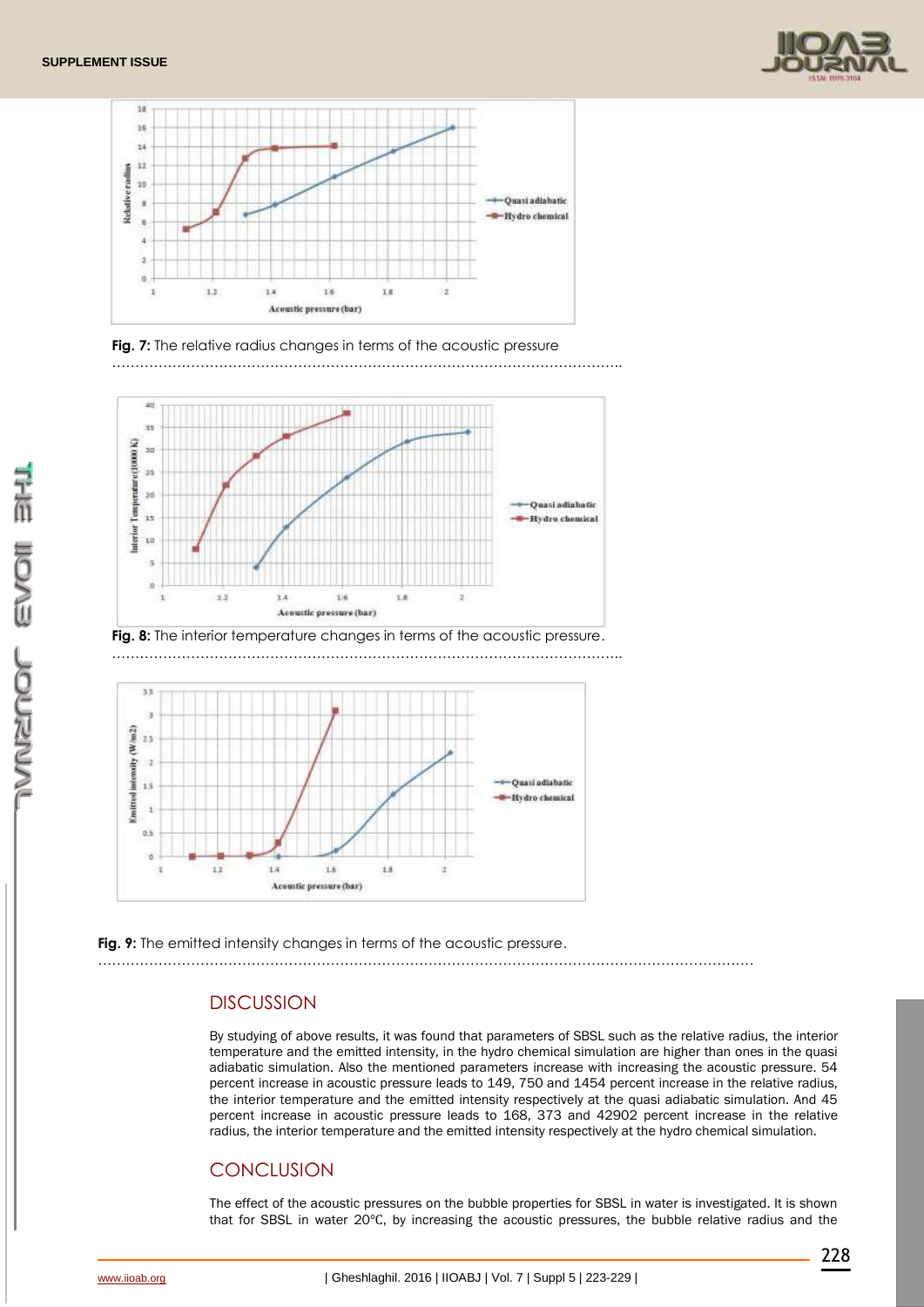Fig. 7: The relative radius changes in terms of the acoustic pressure

Fig. 8: The interior temperature changes in terms of the acoustic pressure.

Fig. 9: The emitted intensity changes in terms of the acoustic pressure.

## DISCUSSION

By studying of above results, it was found that parameters of SBSL such as the relative radius, the interior temperature and the emitted intensity, in the hydro chemical simulation are higher than ones in the quasi adiabatic simulation. Also the mentioned parameters increase with increasing the acoustic pressure. 54 percent increase in acoustic pressure leads to 149, 750 and 1454 percent increase in the relative radius, the interior temperature and the emitted intensity respectively at the quasi adiabatic simulation. And 45 percent increase in acoustic pressure leads to 168, 373 and 42902 percent increase in the relative radius, the interior temperature and the emitted intensity respectively at the hydro chemical simulation.

## CONCLUSION

The effect of the acoustic pressures on the bubble properties for SBSL in water is investigated. It is shown that for SBSL in water 20°C, by increasing the acoustic pressures, the bubble relative radius and the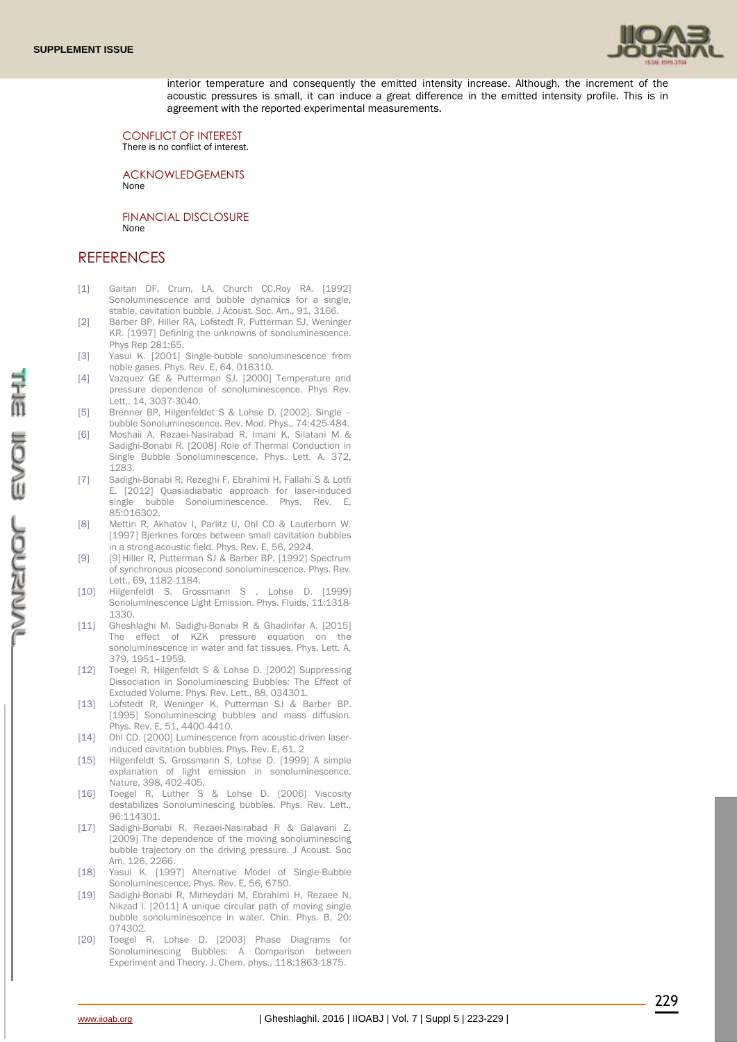interior temperature and consequently the emitted intensity increase. Although, the increment of the acoustic pressures is small, it can induce a great difference in the emitted intensity profile. This is in agreement with the reported experimental measurements.

## CONFLICT OF INTEREST

There is no conflict of interest.

## ACKNOWLEDGEMENTS

None

## FINANCIAL DISCLOSURE

None

# REFERENCES

[1] Gaitan DF, Crum, LA, Church CC,Roy RA. [1992] Sonoluminescence and bubble dynamics for a single, stable, cavitation bubble. J Acoust. Soc. Am., 91, 3166.

[2] Barber BP, Hiller RA, Lofstedt R, Putterman SJ, Weninger KR. [1997] Defining the unknowns of sonoluminescence. Phys Rep 281:65.

[3] Yasui K. [2001] Single-bubble sonoluminescence from noble gases. Phys. Rev. E, 64, 016310.

[4] Vazquez GE & Putterman SJ. [2000] Temperature and pressure dependence of sonoluminescence. Phys Rev. Lett,. 14, 3037-3040.

[5] Brenner BP, Hilgenfeldet S & Lohse D. [2002]. Single – bubble Sonoluminescence. Rev. Mod. Phys., 74:425-484.

[6] Moshaii A, Rezaei-Nasirabad R, Imani K, Silatani M & Sadighi-Bonabi R. [2008] Role of Thermal Conduction in Single Bubble Sonoluminescence. Phys. Lett. A, 372, 1283.

[7] Sadighi-Bonabi R, Rezeghi F, Ebrahimi H, Fallahi S & Lotfi E. [2012] Quasiadiabatic approach for laser-induced single bubble Sonoluminescence. Phys. Rev. E, 85:016302.

[8] Mettin R, Akhatov I, Parlitz U, Ohl CD & Lauterborn W. [1997] Bjerknes forces between small cavitation bubbles in a strong acoustic field. Phys. Rev. E, 56, 2924.

[9] [9] Hiller R, Putterman SJ & Barber BP. [1992] Spectrum of synchronous picosecond sonoluminescence. Phys. Rev. Lett., 69, 1182-1184.

[10] Hilgenfeldt S, Grossmann S , Lohse D. [1999] Sonoluminescence Light Emission. Phys. Fluids, 11:1318-1330.

[11] Gheshlaghi M, Sadighi-Bonabi R & Ghadirifar A. [2015] The effect of KZK pressure equation on the sonoluminescence in water and fat tissues. Phys. Lett. A, 379, 1951–1959.

[12] Toegel R, Hilgenfeldt S & Lohse D. [2002] Suppressing Dissociation in Sonoluminescing Bubbles: The Effect of Excluded Volume. Phys. Rev. Lett., 88, 034301.

[13] Lofstedt R, Weninger K, Putterman SJ & Barber BP. [1995] Sonoluminescing bubbles and mass diffusion. Phys. Rev. E, 51, 4400-4410.

[14] Ohl CD. [2000] Luminescence from acoustic-driven laser-induced cavitation bubbles. Phys. Rev. E, 61, 2

[15] Hilgenfeldt S, Grossmann S, Lohse D. [1999] A simple explanation of light emission in sonoluminescence. Nature, 398, 402-405.

[16] Toegel R, Luther S & Lohse D. [2006] Viscosity destabilizes Sonoluminescing bubbles. Phys. Rev. Lett., 96:114301.

[17] Sadighi-Bonabi R, Rezaei-Nasirabad R & Galavani Z. [2009] The dependence of the moving sonoluminescing bubble trajectory on the driving pressure. J Acoust. Soc Am, 126, 2266.

[18] Yasui K. [1997] Alternative Model of Single-Bubble Sonoluminescence. Phys. Rev. E, 56, 6750.

[19] Sadighi-Bonabi R, Mirheydari M, Ebrahimi H, Rezaee N, Nikzad I. [2011] A unique circular path of moving single bubble sonoluminescence in water. Chin. Phys. B, 20: 074302.

[20] Toegel R, Lohse D. [2003] Phase Diagrams for Sonoluminescing Bubbles: A Comparison between Experiment and Theory. J. Chem. phys., 118:1863-1875.